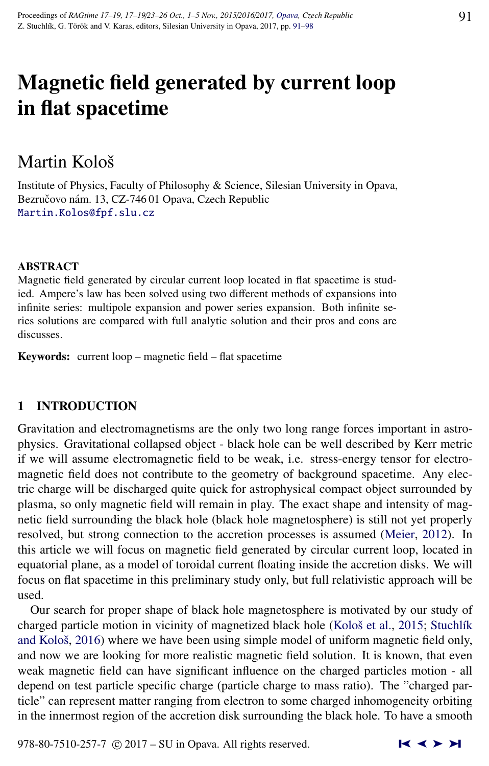# Magnetic field generated by current loop in flat spacetime

## Martin Kološ

Institute of Physics, Faculty of Philosophy & Science, Silesian University in Opava, Bezručovo nám. 13, CZ-746 01 Opava, Czech Republic
Martin.Kolos@fpf.slu.cz

### ABSTRACT

Magnetic field generated by circular current loop located in flat spacetime is studied. Ampere's law has been solved using two different methods of expansions into infinite series: multipole expansion and power series expansion. Both infinite series solutions are compared with full analytic solution and their pros and cons are discusses.

**Keywords:** current loop – magnetic field – flat spacetime

## 1 INTRODUCTION

Gravitation and electromagnetisms are the only two long range forces important in astrophysics. Gravitational collapsed object - black hole can be well described by Kerr metric if we will assume electromagnetic field to be weak, i.e. stress-energy tensor for electromagnetic field does not contribute to the geometry of background spacetime. Any electric charge will be discharged quite quick for astrophysical compact object surrounded by plasma, so only magnetic field will remain in play. The exact shape and intensity of magnetic field surrounding the black hole (black hole magnetosphere) is still not yet properly resolved, but strong connection to the accretion processes is assumed (Meier, 2012). In this article we will focus on magnetic field generated by circular current loop, located in equatorial plane, as a model of toroidal current floating inside the accretion disks. We will focus on flat spacetime in this preliminary study only, but full relativistic approach will be used.

Our search for proper shape of black hole magnetosphere is motivated by our study of charged particle motion in vicinity of magnetized black hole (Kološ et al., 2015; Stuchlík and Kološ, 2016) where we have been using simple model of uniform magnetic field only, and now we are looking for more realistic magnetic field solution. It is known, that even weak magnetic field can have significant influence on the charged particles motion - all depend on test particle specific charge (particle charge to mass ratio). The "charged particle" can represent matter ranging from electron to some charged inhomogeneity orbiting in the innermost region of the accretion disk surrounding the black hole. To have a smooth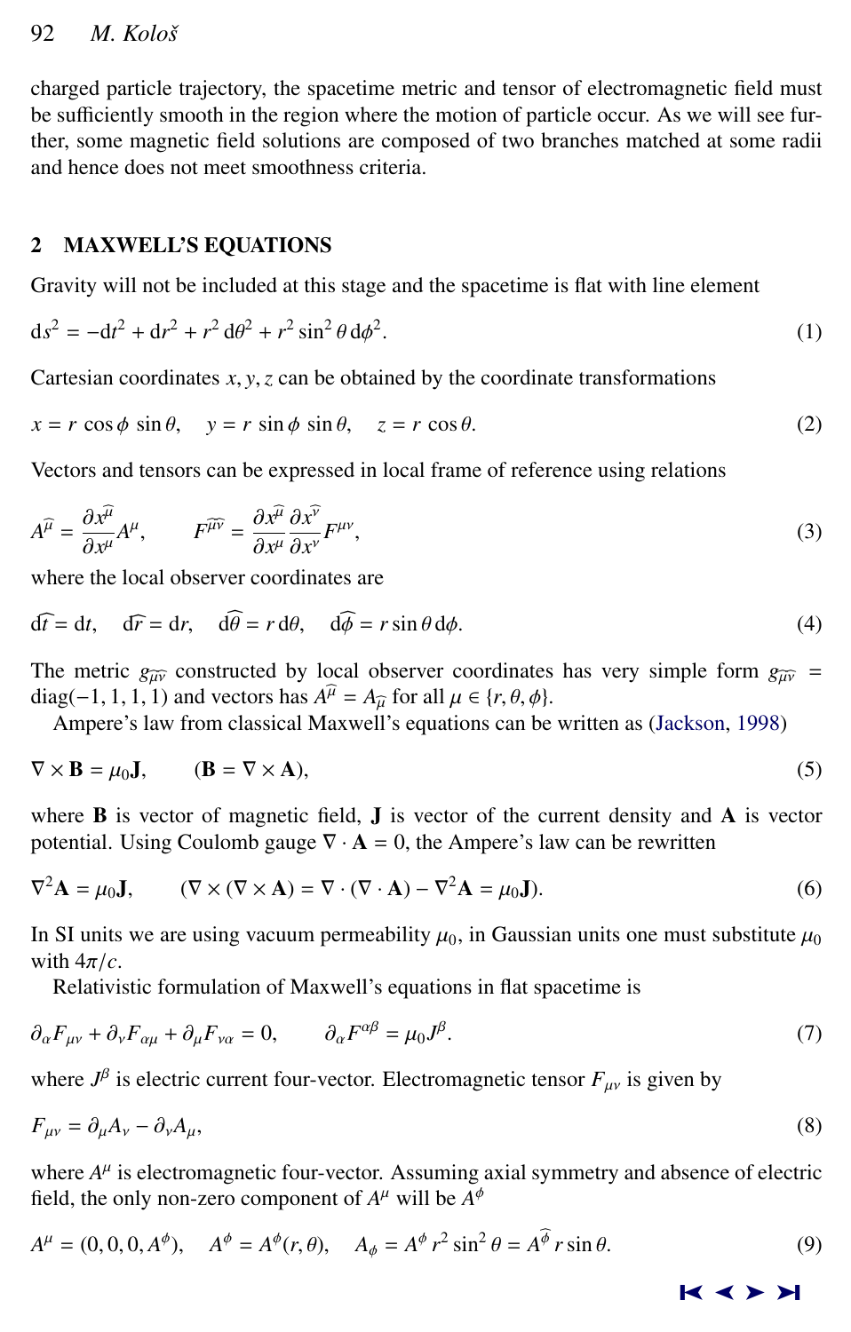charged particle trajectory, the spacetime metric and tensor of electromagnetic field must be sufficiently smooth in the region where the motion of particle occur. As we will see further, some magnetic field solutions are composed of two branches matched at some radii and hence does not meet smoothness criteria.

## 2 MAXWELL'S EQUATIONS

Gravity will not be included at this stage and the spacetime is flat with line element

$$\mathrm{d}s^2 = -\mathrm{d}t^2 + \mathrm{d}r^2 + r^2\,\mathrm{d}\theta^2 + r^2 \sin^2\theta\,\mathrm{d}\phi^2. \tag{1}$$

Cartesian coordinates $x, y, z$ can be obtained by the coordinate transformations

$$x = r\,\cos\phi\,\sin\theta, \quad y = r\,\sin\phi\,\sin\theta, \quad z = r\,\cos\theta. \tag{2}$$

Vectors and tensors can be expressed in local frame of reference using relations

$$A^{\widehat{\mu}} = \frac{\partial x^{\widehat{\mu}}}{\partial x^{\mu}} A^{\mu}, \qquad F^{\widehat{\mu}\widehat{\nu}} = \frac{\partial x^{\widehat{\mu}}}{\partial x^{\mu}} \frac{\partial x^{\widehat{\nu}}}{\partial x^{\nu}} F^{\mu\nu}, \tag{3}$$

where the local observer coordinates are

$$\mathrm{d}\widehat{t} = \mathrm{d}t, \quad \mathrm{d}\widehat{r} = \mathrm{d}r, \quad \mathrm{d}\widehat{\theta} = r\,\mathrm{d}\theta, \quad \mathrm{d}\widehat{\phi} = r\sin\theta\,\mathrm{d}\phi. \tag{4}$$

The metric $g_{\widehat{\mu}\widehat{\nu}}$ constructed by local observer coordinates has very simple form $g_{\widehat{\mu}\widehat{\nu}} = \mathrm{diag}(-1, 1, 1, 1)$ and vectors has $A^{\widehat{\mu}} = A_{\widehat{\mu}}$ for all $\mu \in \{r, \theta, \phi\}$.

Ampere's law from classical Maxwell's equations can be written as (Jackson, 1998)

$$\nabla \times \mathbf{B} = \mu_0 \mathbf{J}, \qquad (\mathbf{B} = \nabla \times \mathbf{A}), \tag{5}$$

where $\mathbf{B}$ is vector of magnetic field, $\mathbf{J}$ is vector of the current density and $\mathbf{A}$ is vector potential. Using Coulomb gauge $\nabla \cdot \mathbf{A} = 0$, the Ampere's law can be rewritten

$$\nabla^2 \mathbf{A} = \mu_0 \mathbf{J}, \qquad (\nabla \times (\nabla \times \mathbf{A}) = \nabla \cdot (\nabla \cdot \mathbf{A}) - \nabla^2 \mathbf{A} = \mu_0 \mathbf{J}). \tag{6}$$

In SI units we are using vacuum permeability $\mu_0$, in Gaussian units one must substitute $\mu_0$ with $4\pi/c$.

Relativistic formulation of Maxwell's equations in flat spacetime is

$$\partial_\alpha F_{\mu\nu} + \partial_\nu F_{\alpha\mu} + \partial_\mu F_{\nu\alpha} = 0, \qquad \partial_\alpha F^{\alpha\beta} = \mu_0 J^\beta. \tag{7}$$

where $J^\beta$ is electric current four-vector. Electromagnetic tensor $F_{\mu\nu}$ is given by

$$F_{\mu\nu} = \partial_\mu A_\nu - \partial_\nu A_\mu, \tag{8}$$

where $A^\mu$ is electromagnetic four-vector. Assuming axial symmetry and absence of electric field, the only non-zero component of $A^\mu$ will be $A^\phi$

$$A^\mu = (0, 0, 0, A^\phi), \quad A^\phi = A^\phi(r, \theta), \quad A_\phi = A^\phi\, r^2 \sin^2\theta = A^{\widehat{\phi}}\, r \sin\theta. \tag{9}$$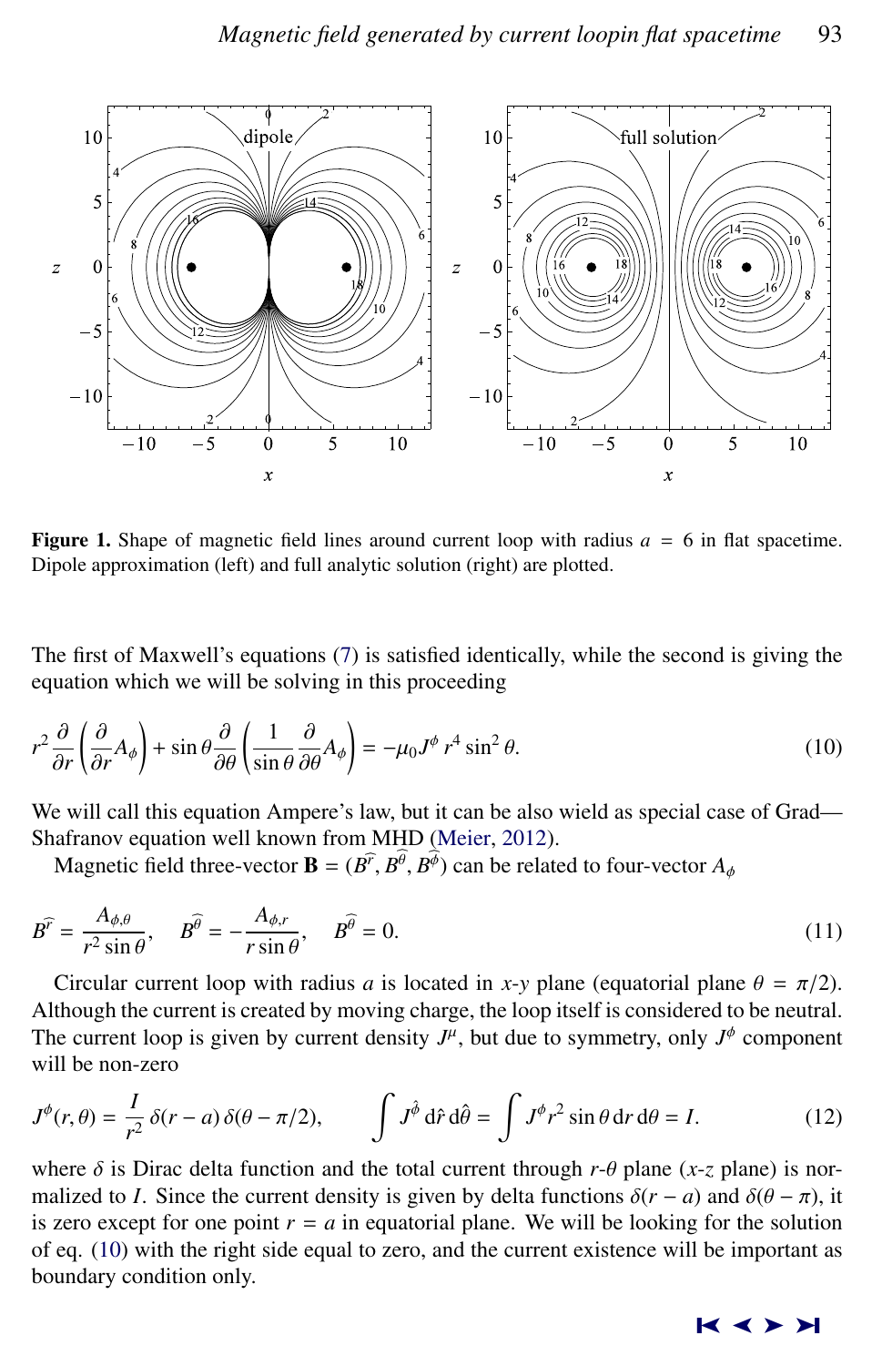**Figure 1.** Shape of magnetic field lines around current loop with radius $a = 6$ in flat spacetime. Dipole approximation (left) and full analytic solution (right) are plotted.

The first of Maxwell's equations (7) is satisfied identically, while the second is giving the equation which we will be solving in this proceeding

$$r^2 \frac{\partial}{\partial r}\left(\frac{\partial}{\partial r} A_\phi\right) + \sin\theta \frac{\partial}{\partial \theta}\left(\frac{1}{\sin\theta}\frac{\partial}{\partial \theta} A_\phi\right) = -\mu_0 J^\phi \, r^4 \sin^2\theta. \tag{10}$$

We will call this equation Ampere's law, but it can be also wield as special case of Grad—Shafranov equation well known from MHD (Meier, 2012).

Magnetic field three-vector $\mathbf{B} = (B^{\widehat{r}}, B^{\widehat{\theta}}, B^{\widehat{\phi}})$ can be related to four-vector $A_\phi$

$$B^{\widehat{r}} = \frac{A_{\phi,\theta}}{r^2 \sin\theta}, \quad B^{\widehat{\theta}} = -\frac{A_{\phi,r}}{r \sin\theta}, \quad B^{\widehat{\theta}} = 0. \tag{11}$$

Circular current loop with radius $a$ is located in $x$-$y$ plane (equatorial plane $\theta = \pi/2$). Although the current is created by moving charge, the loop itself is considered to be neutral. The current loop is given by current density $J^\mu$, but due to symmetry, only $J^\phi$ component will be non-zero

$$J^\phi(r,\theta) = \frac{I}{r^2}\,\delta(r-a)\,\delta(\theta - \pi/2), \qquad \int J^{\hat{\phi}}\,\mathrm{d}\hat{r}\,\mathrm{d}\hat{\theta} = \int J^\phi r^2 \sin\theta\,\mathrm{d}r\,\mathrm{d}\theta = I. \tag{12}$$

where $\delta$ is Dirac delta function and the total current through $r$-$\theta$ plane ($x$-$z$ plane) is normalized to $I$. Since the current density is given by delta functions $\delta(r-a)$ and $\delta(\theta - \pi)$, it is zero except for one point $r = a$ in equatorial plane. We will be looking for the solution of eq. (10) with the right side equal to zero, and the current existence will be important as boundary condition only.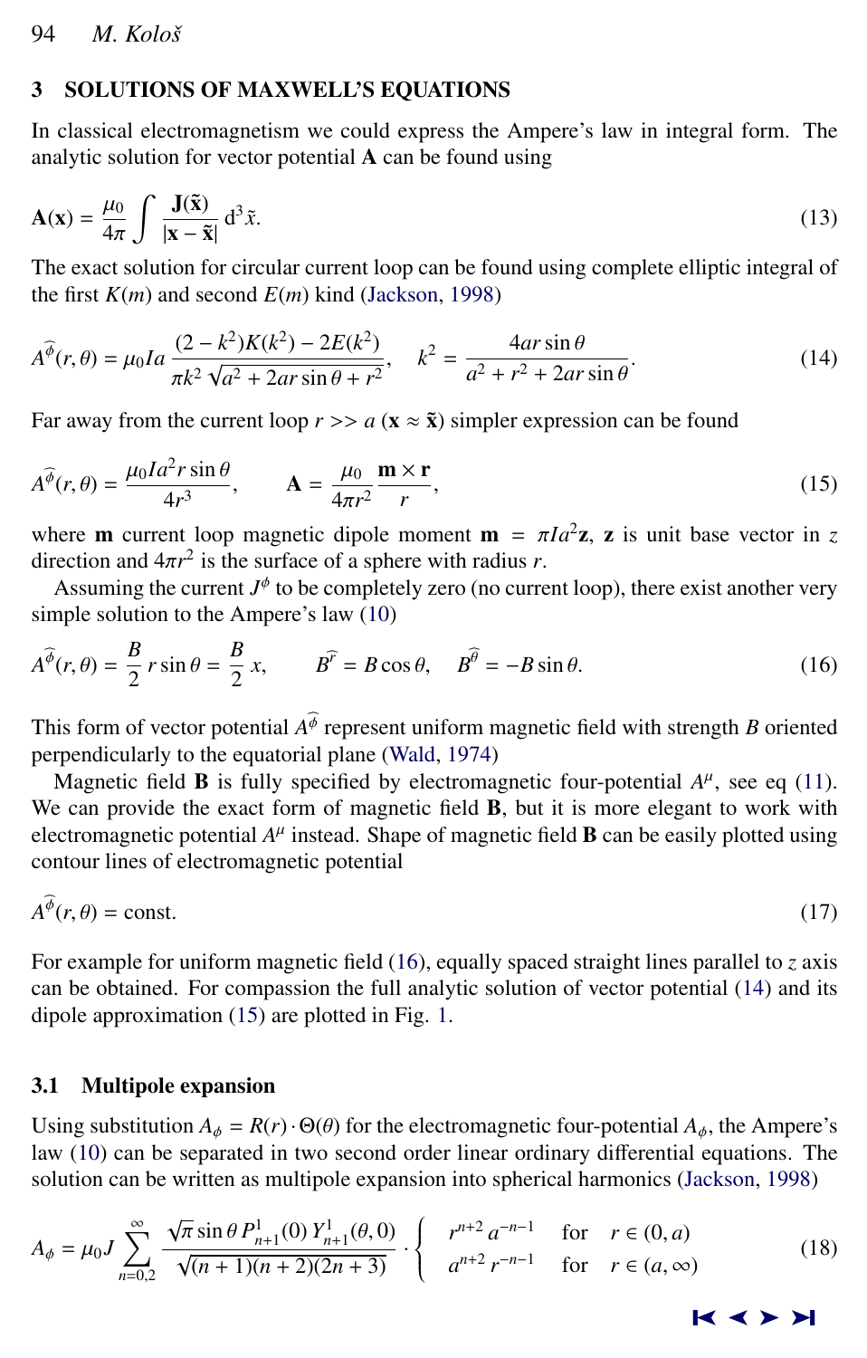## 3 SOLUTIONS OF MAXWELL'S EQUATIONS

In classical electromagnetism we could express the Ampere's law in integral form. The analytic solution for vector potential $\mathbf{A}$ can be found using

$$\mathbf{A}(\mathbf{x}) = \frac{\mu_0}{4\pi} \int \frac{\mathbf{J}(\tilde{\mathbf{x}})}{|\mathbf{x} - \tilde{\mathbf{x}}|} \, \mathrm{d}^3 \tilde{x}. \tag{13}$$

The exact solution for circular current loop can be found using complete elliptic integral of the first $K(m)$ and second $E(m)$ kind (Jackson, 1998)

$$A^{\widehat{\phi}}(r,\theta) = \mu_0 I a \frac{(2-k^2)K(k^2) - 2E(k^2)}{\pi k^2 \sqrt{a^2 + 2ar\sin\theta + r^2}}, \quad k^2 = \frac{4ar\sin\theta}{a^2 + r^2 + 2ar\sin\theta}. \tag{14}$$

Far away from the current loop $r >> a$ ($\mathbf{x} \approx \tilde{\mathbf{x}}$) simpler expression can be found

$$A^{\widehat{\phi}}(r,\theta) = \frac{\mu_0 I a^2 r \sin\theta}{4 r^3}, \qquad \mathbf{A} = \frac{\mu_0}{4\pi r^2} \frac{\mathbf{m} \times \mathbf{r}}{r}, \tag{15}$$

where $\mathbf{m}$ current loop magnetic dipole moment $\mathbf{m} = \pi I a^2 \mathbf{z}$, $\mathbf{z}$ is unit base vector in $z$ direction and $4\pi r^2$ is the surface of a sphere with radius $r$.

Assuming the current $J^\phi$ to be completely zero (no current loop), there exist another very simple solution to the Ampere's law (10)

$$A^{\widehat{\phi}}(r,\theta) = \frac{B}{2} r \sin\theta = \frac{B}{2} x, \qquad B^{\widehat{r}} = B\cos\theta, \quad B^{\widehat{\theta}} = -B\sin\theta. \tag{16}$$

This form of vector potential $A^{\widehat{\phi}}$ represent uniform magnetic field with strength $B$ oriented perpendicularly to the equatorial plane (Wald, 1974)

Magnetic field $\mathbf{B}$ is fully specified by electromagnetic four-potential $A^\mu$, see eq (11). We can provide the exact form of magnetic field $\mathbf{B}$, but it is more elegant to work with electromagnetic potential $A^\mu$ instead. Shape of magnetic field $\mathbf{B}$ can be easily plotted using contour lines of electromagnetic potential

$$A^{\widehat{\phi}}(r,\theta) = \text{const.} \tag{17}$$

For example for uniform magnetic field (16), equally spaced straight lines parallel to $z$ axis can be obtained. For compassion the full analytic solution of vector potential (14) and its dipole approximation (15) are plotted in Fig. 1.

### 3.1 Multipole expansion

Using substitution $A_\phi = R(r) \cdot \Theta(\theta)$ for the electromagnetic four-potential $A_\phi$, the Ampere's law (10) can be separated in two second order linear ordinary differential equations. The solution can be written as multipole expansion into spherical harmonics (Jackson, 1998)

$$A_\phi = \mu_0 J \sum_{n=0,2}^{\infty} \frac{\sqrt{\pi}\sin\theta \, P^1_{n+1}(0) \, Y^1_{n+1}(\theta,0)}{\sqrt{(n+1)(n+2)(2n+3)}} \cdot \begin{cases} r^{n+2} \, a^{-n-1} & \text{for} \quad r \in (0,a) \\ a^{n+2} \, r^{-n-1} & \text{for} \quad r \in (a,\infty) \end{cases} \tag{18}$$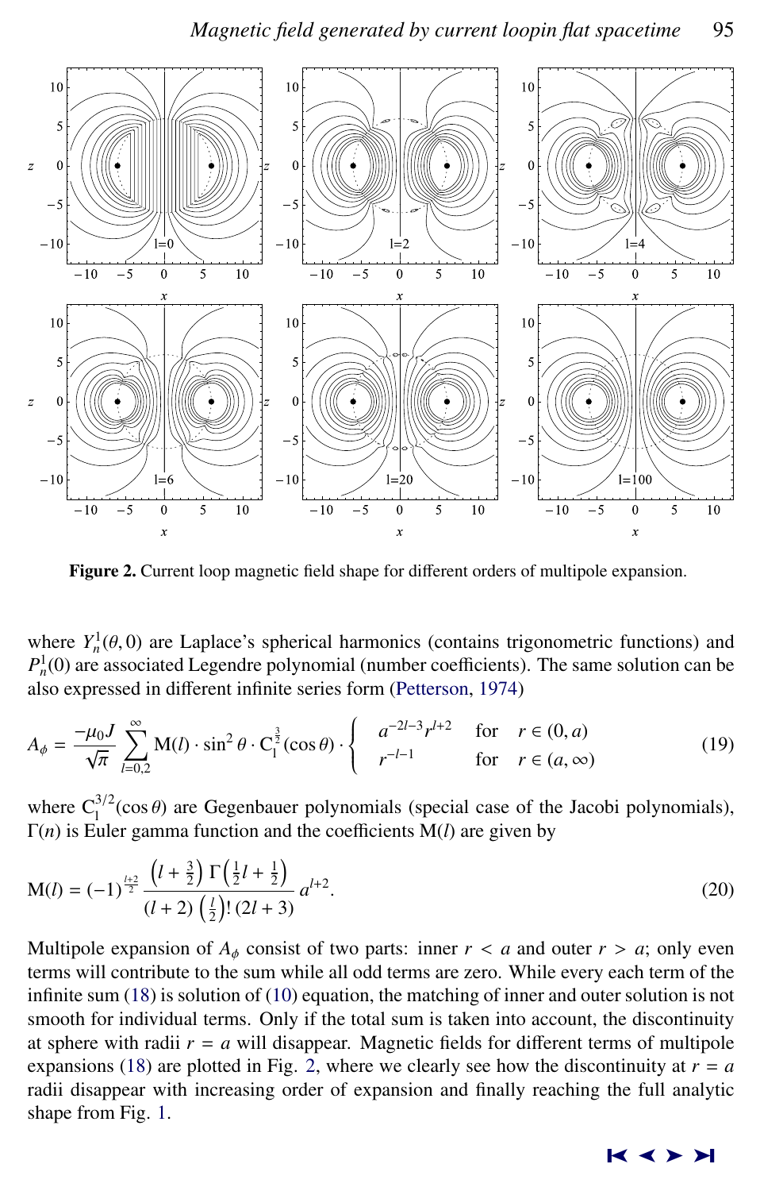**Figure 2.** Current loop magnetic field shape for different orders of multipole expansion.

where $Y_n^1(\theta, 0)$ are Laplace's spherical harmonics (contains trigonometric functions) and $P_n^1(0)$ are associated Legendre polynomial (number coefficients). The same solution can be also expressed in different infinite series form (Petterson, 1974)

$$A_\phi = \frac{-\mu_0 J}{\sqrt{\pi}} \sum_{l=0,2}^{\infty} \mathrm{M}(l) \cdot \sin^2\theta \cdot \mathrm{C}_l^{\frac{3}{2}}(\cos\theta) \cdot \begin{cases} a^{-2l-3} r^{l+2} & \text{for} \quad r \in (0, a) \\ r^{-l-1} & \text{for} \quad r \in (a, \infty) \end{cases} \tag{19}$$

where $\mathrm{C}_1^{3/2}(\cos\theta)$ are Gegenbauer polynomials (special case of the Jacobi polynomials), $\Gamma(n)$ is Euler gamma function and the coefficients $\mathrm{M}(l)$ are given by

$$\mathrm{M}(l) = (-1)^{\frac{l+2}{2}} \frac{\left(l + \frac{3}{2}\right) \Gamma\left(\frac{1}{2}l + \frac{1}{2}\right)}{(l+2)\left(\frac{l}{2}\right)!\,(2l+3)}\, a^{l+2}. \tag{20}$$

Multipole expansion of $A_\phi$ consist of two parts: inner $r < a$ and outer $r > a$; only even terms will contribute to the sum while all odd terms are zero. While every each term of the infinite sum (18) is solution of (10) equation, the matching of inner and outer solution is not smooth for individual terms. Only if the total sum is taken into account, the discontinuity at sphere with radii $r = a$ will disappear. Magnetic fields for different terms of multipole expansions (18) are plotted in Fig. 2, where we clearly see how the discontinuity at $r = a$ radii disappear with increasing order of expansion and finally reaching the full analytic shape from Fig. 1.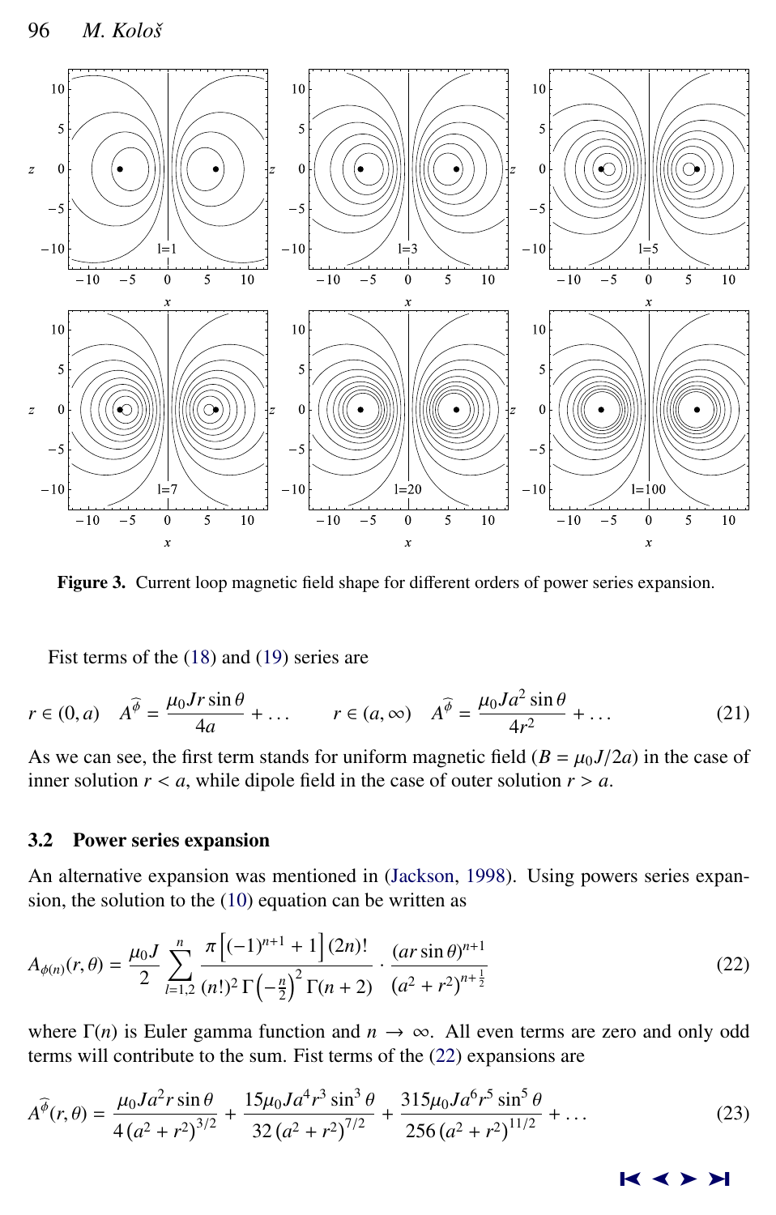**Figure 3.** Current loop magnetic field shape for different orders of power series expansion.

Fist terms of the (18) and (19) series are

$$r \in (0, a) \quad A^{\widehat{\phi}} = \frac{\mu_0 J r \sin\theta}{4a} + \ldots \qquad r \in (a, \infty) \quad A^{\widehat{\phi}} = \frac{\mu_0 J a^2 \sin\theta}{4r^2} + \ldots \tag{21}$$

As we can see, the first term stands for uniform magnetic field ($B = \mu_0 J/2a$) in the case of inner solution $r < a$, while dipole field in the case of outer solution $r > a$.

### 3.2 Power series expansion

An alternative expansion was mentioned in (Jackson, 1998). Using powers series expansion, the solution to the (10) equation can be written as

$$A_{\phi(n)}(r, \theta) = \frac{\mu_0 J}{2} \sum_{l=1,2}^{n} \frac{\pi \left[(-1)^{n+1} + 1\right] (2n)!}{(n!)^2\, \Gamma\left(-\frac{n}{2}\right)^2 \Gamma(n+2)} \cdot \frac{(ar\sin\theta)^{n+1}}{(a^2 + r^2)^{n+\frac{1}{2}}} \tag{22}$$

where $\Gamma(n)$ is Euler gamma function and $n \to \infty$. All even terms are zero and only odd terms will contribute to the sum. Fist terms of the (22) expansions are

$$A^{\widehat{\phi}}(r, \theta) = \frac{\mu_0 J a^2 r \sin\theta}{4\,(a^2 + r^2)^{3/2}} + \frac{15 \mu_0 J a^4 r^3 \sin^3\theta}{32\,(a^2 + r^2)^{7/2}} + \frac{315 \mu_0 J a^6 r^5 \sin^5\theta}{256\,(a^2 + r^2)^{11/2}} + \ldots \tag{23}$$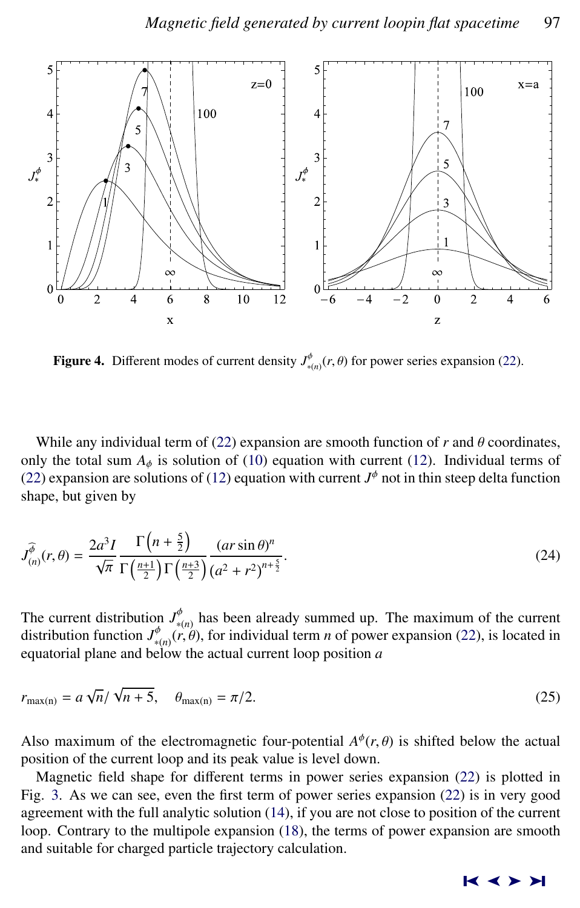**Figure 4.** Different modes of current density $J^{\phi}_{*(n)}(r,\theta)$ for power series expansion (22).

While any individual term of (22) expansion are smooth function of $r$ and $\theta$ coordinates, only the total sum $A_\phi$ is solution of (10) equation with current (12). Individual terms of (22) expansion are solutions of (12) equation with current $J^\phi$ not in thin steep delta function shape, but given by

$$J^{\widehat{\phi}}_{(n)}(r,\theta) = \frac{2a^3 I}{\sqrt{\pi}} \frac{\Gamma\left(n+\frac{5}{2}\right)}{\Gamma\left(\frac{n+1}{2}\right)\Gamma\left(\frac{n+3}{2}\right)} \frac{(ar\sin\theta)^n}{(a^2+r^2)^{n+\frac{5}{2}}}. \tag{24}$$

The current distribution $J^{\phi}_{*(n)}$ has been already summed up. The maximum of the current distribution function $J^{\phi}_{*(n)}(r,\theta)$, for individual term $n$ of power expansion (22), is located in equatorial plane and below the actual current loop position $a$

$$r_{\max(n)} = a\sqrt{n}/\sqrt{n+5}, \quad \theta_{\max(n)} = \pi/2. \tag{25}$$

Also maximum of the electromagnetic four-potential $A^\phi(r,\theta)$ is shifted below the actual position of the current loop and its peak value is level down.

Magnetic field shape for different terms in power series expansion (22) is plotted in Fig. 3. As we can see, even the first term of power series expansion (22) is in very good agreement with the full analytic solution (14), if you are not close to position of the current loop. Contrary to the multipole expansion (18), the terms of power expansion are smooth and suitable for charged particle trajectory calculation.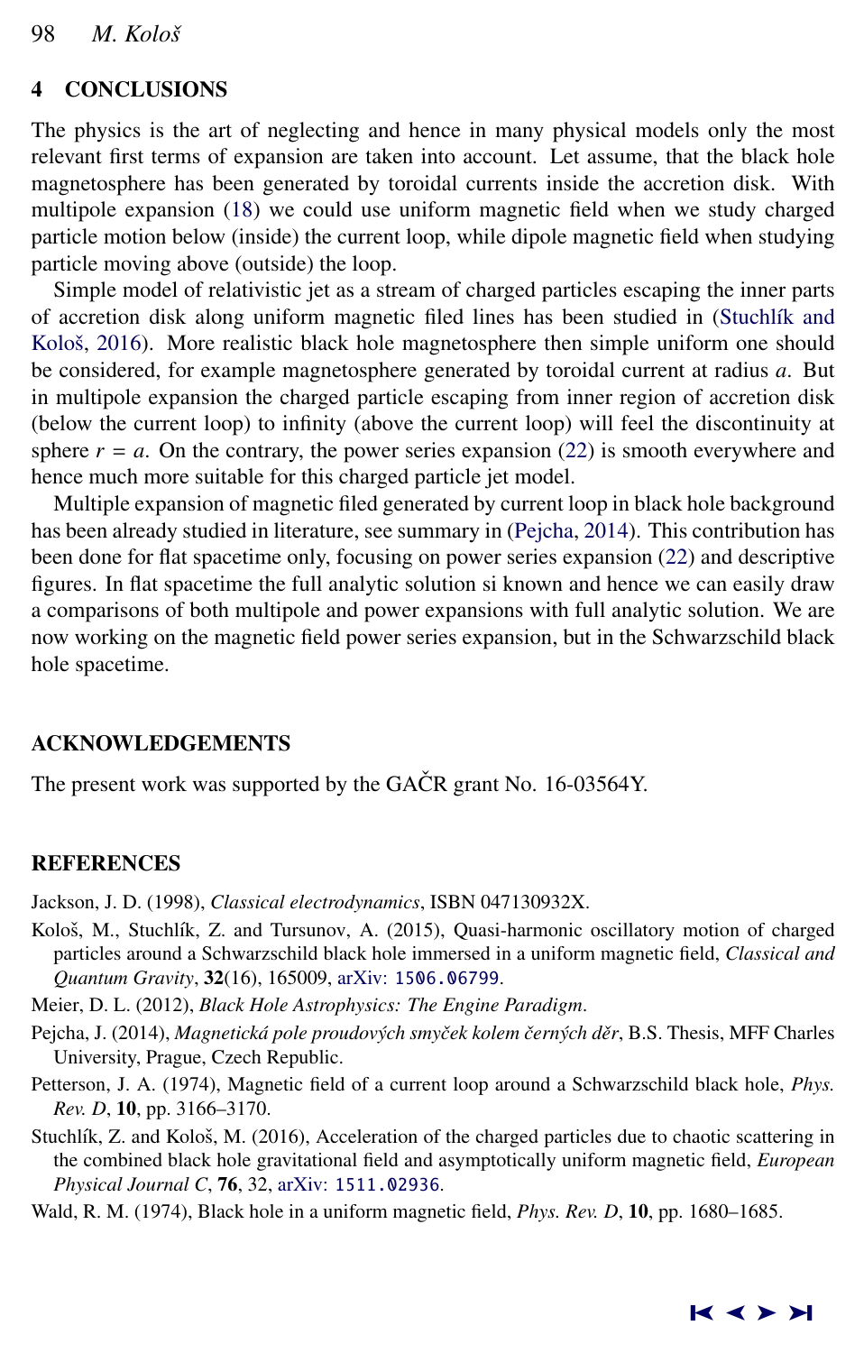## 4 CONCLUSIONS

The physics is the art of neglecting and hence in many physical models only the most relevant first terms of expansion are taken into account. Let assume, that the black hole magnetosphere has been generated by toroidal currents inside the accretion disk. With multipole expansion (18) we could use uniform magnetic field when we study charged particle motion below (inside) the current loop, while dipole magnetic field when studying particle moving above (outside) the loop.

Simple model of relativistic jet as a stream of charged particles escaping the inner parts of accretion disk along uniform magnetic filed lines has been studied in (Stuchlík and Kološ, 2016). More realistic black hole magnetosphere then simple uniform one should be considered, for example magnetosphere generated by toroidal current at radius $a$. But in multipole expansion the charged particle escaping from inner region of accretion disk (below the current loop) to infinity (above the current loop) will feel the discontinuity at sphere $r = a$. On the contrary, the power series expansion (22) is smooth everywhere and hence much more suitable for this charged particle jet model.

Multiple expansion of magnetic filed generated by current loop in black hole background has been already studied in literature, see summary in (Pejcha, 2014). This contribution has been done for flat spacetime only, focusing on power series expansion (22) and descriptive figures. In flat spacetime the full analytic solution si known and hence we can easily draw a comparisons of both multipole and power expansions with full analytic solution. We are now working on the magnetic field power series expansion, but in the Schwarzschild black hole spacetime.

## ACKNOWLEDGEMENTS

The present work was supported by the GAČR grant No. 16-03564Y.

## REFERENCES

Jackson, J. D. (1998), *Classical electrodynamics*, ISBN 047130932X.

Kološ, M., Stuchlík, Z. and Tursunov, A. (2015), Quasi-harmonic oscillatory motion of charged particles around a Schwarzschild black hole immersed in a uniform magnetic field, *Classical and Quantum Gravity*, **32**(16), 165009, arXiv: 1506.06799.

Meier, D. L. (2012), *Black Hole Astrophysics: The Engine Paradigm*.

Pejcha, J. (2014), *Magnetická pole proudových smyček kolem černých děr*, B.S. Thesis, MFF Charles University, Prague, Czech Republic.

Petterson, J. A. (1974), Magnetic field of a current loop around a Schwarzschild black hole, *Phys. Rev. D*, **10**, pp. 3166–3170.

Stuchlík, Z. and Kološ, M. (2016), Acceleration of the charged particles due to chaotic scattering in the combined black hole gravitational field and asymptotically uniform magnetic field, *European Physical Journal C*, **76**, 32, arXiv: 1511.02936.

Wald, R. M. (1974), Black hole in a uniform magnetic field, *Phys. Rev. D*, **10**, pp. 1680–1685.